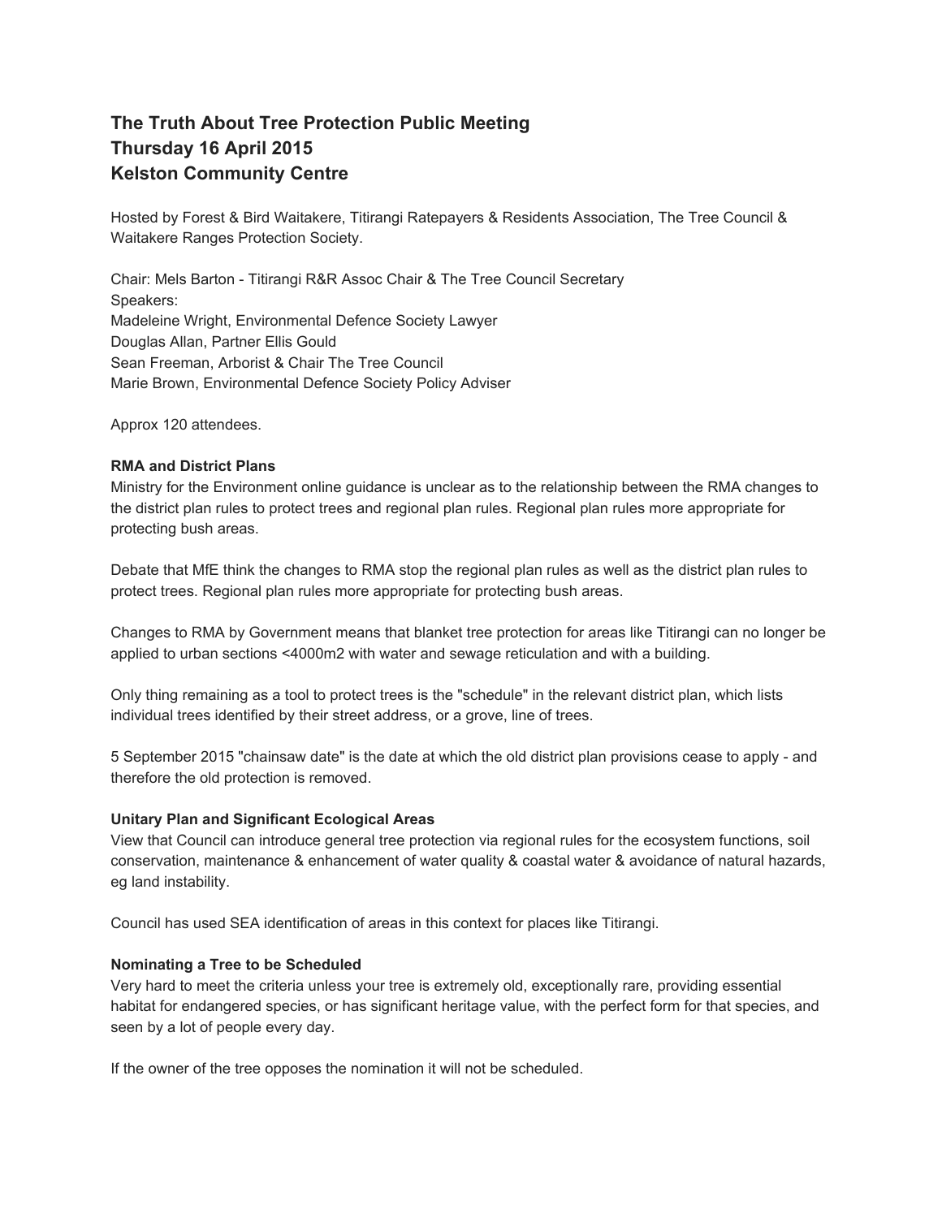# The Truth About Tree Protection Public Meeting
# Thursday 16 April 2015
# Kelston Community Centre

Hosted by Forest & Bird Waitakere, Titirangi Ratepayers & Residents Association, The Tree Council & Waitakere Ranges Protection Society.

Chair: Mels Barton - Titirangi R&R Assoc Chair & The Tree Council Secretary
Speakers:
Madeleine Wright, Environmental Defence Society Lawyer
Douglas Allan, Partner Ellis Gould
Sean Freeman, Arborist & Chair The Tree Council
Marie Brown, Environmental Defence Society Policy Adviser

Approx 120 attendees.

**RMA and District Plans**

Ministry for the Environment online guidance is unclear as to the relationship between the RMA changes to the district plan rules to protect trees and regional plan rules. Regional plan rules more appropriate for protecting bush areas.

Debate that MfE think the changes to RMA stop the regional plan rules as well as the district plan rules to protect trees. Regional plan rules more appropriate for protecting bush areas.

Changes to RMA by Government means that blanket tree protection for areas like Titirangi can no longer be applied to urban sections <4000m2 with water and sewage reticulation and with a building.

Only thing remaining as a tool to protect trees is the "schedule" in the relevant district plan, which lists individual trees identified by their street address, or a grove, line of trees.

5 September 2015 "chainsaw date" is the date at which the old district plan provisions cease to apply - and therefore the old protection is removed.

**Unitary Plan and Significant Ecological Areas**

View that Council can introduce general tree protection via regional rules for the ecosystem functions, soil conservation, maintenance & enhancement of water quality & coastal water & avoidance of natural hazards, eg land instability.

Council has used SEA identification of areas in this context for places like Titirangi.

**Nominating a Tree to be Scheduled**

Very hard to meet the criteria unless your tree is extremely old, exceptionally rare, providing essential habitat for endangered species, or has significant heritage value, with the perfect form for that species, and seen by a lot of people every day.

If the owner of the tree opposes the nomination it will not be scheduled.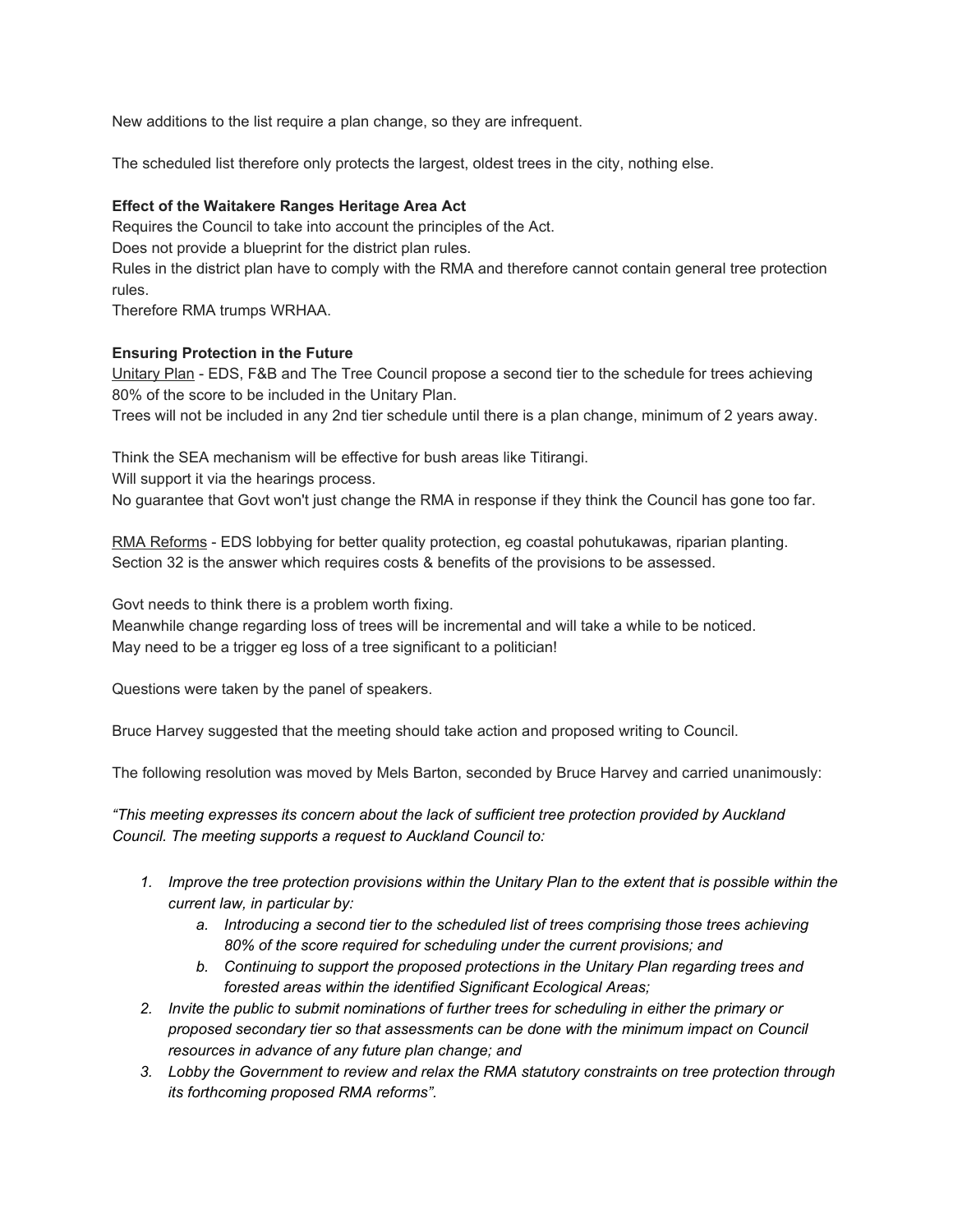New additions to the list require a plan change, so they are infrequent.

The scheduled list therefore only protects the largest, oldest trees in the city, nothing else.

**Effect of the Waitakere Ranges Heritage Area Act**

Requires the Council to take into account the principles of the Act.

Does not provide a blueprint for the district plan rules.

Rules in the district plan have to comply with the RMA and therefore cannot contain general tree protection rules.

Therefore RMA trumps WRHAA.

**Ensuring Protection in the Future**

Unitary Plan - EDS, F&B and The Tree Council propose a second tier to the schedule for trees achieving 80% of the score to be included in the Unitary Plan.

Trees will not be included in any 2nd tier schedule until there is a plan change, minimum of 2 years away.

Think the SEA mechanism will be effective for bush areas like Titirangi.

Will support it via the hearings process.

No guarantee that Govt won't just change the RMA in response if they think the Council has gone too far.

RMA Reforms - EDS lobbying for better quality protection, eg coastal pohutukawas, riparian planting.

Section 32 is the answer which requires costs & benefits of the provisions to be assessed.

Govt needs to think there is a problem worth fixing.

Meanwhile change regarding loss of trees will be incremental and will take a while to be noticed.

May need to be a trigger eg loss of a tree significant to a politician!

Questions were taken by the panel of speakers.

Bruce Harvey suggested that the meeting should take action and proposed writing to Council.

The following resolution was moved by Mels Barton, seconded by Bruce Harvey and carried unanimously:

*"This meeting expresses its concern about the lack of sufficient tree protection provided by Auckland Council. The meeting supports a request to Auckland Council to:*

1. *Improve the tree protection provisions within the Unitary Plan to the extent that is possible within the current law, in particular by:*
    a. *Introducing a second tier to the scheduled list of trees comprising those trees achieving 80% of the score required for scheduling under the current provisions; and*
    b. *Continuing to support the proposed protections in the Unitary Plan regarding trees and forested areas within the identified Significant Ecological Areas;*
2. *Invite the public to submit nominations of further trees for scheduling in either the primary or proposed secondary tier so that assessments can be done with the minimum impact on Council resources in advance of any future plan change; and*
3. *Lobby the Government to review and relax the RMA statutory constraints on tree protection through its forthcoming proposed RMA reforms".*